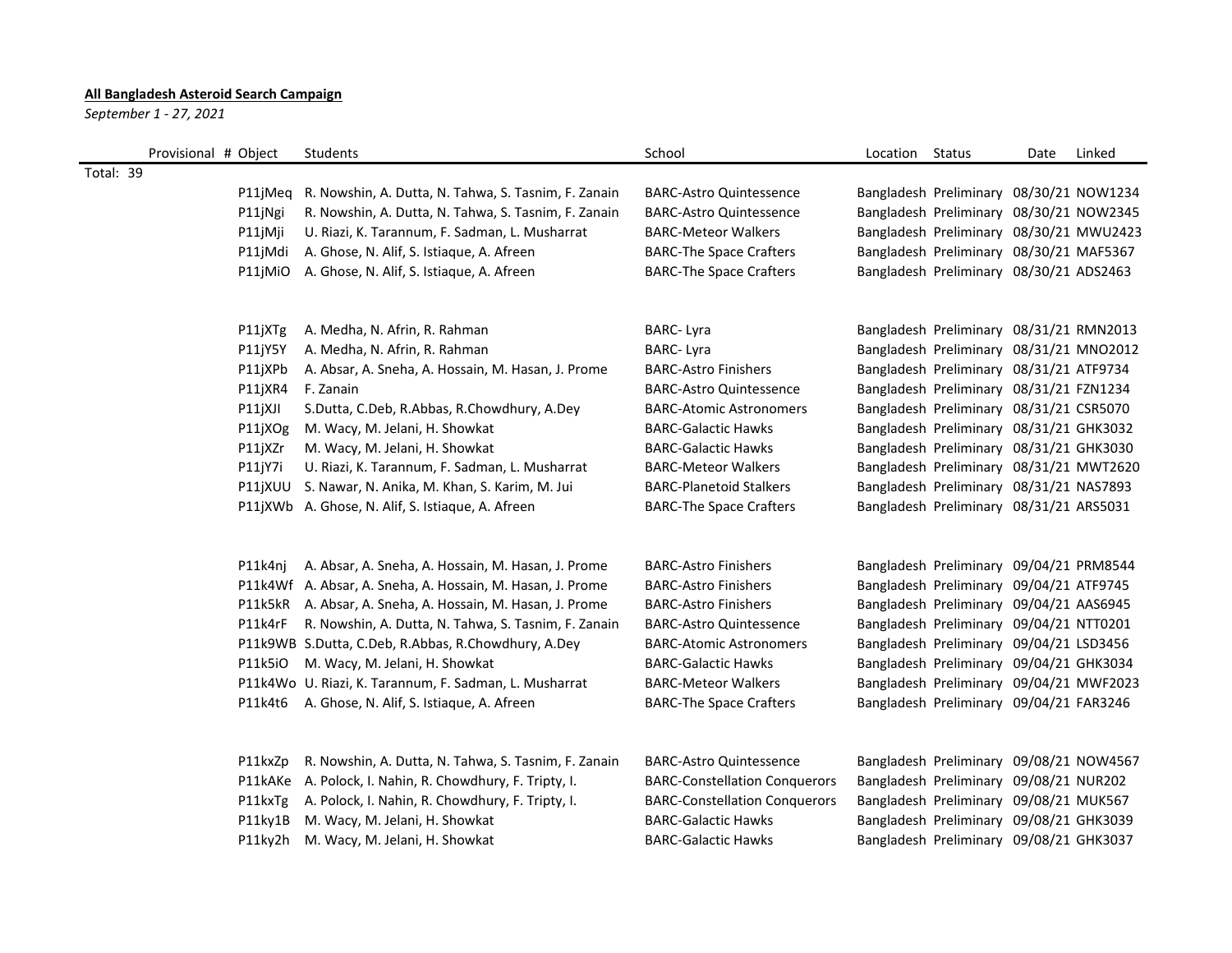**All Bangladesh Asteroid Search Campaign**

*September 1 - 27, 2021*

| Provisional # | Object | Students | School | Location | Status | Date | Linked |
|---|---|---|---|---|---|---|---|
| Total: 39 | | | | | | | |
| | P11jMeq | R. Nowshin, A. Dutta, N. Tahwa, S. Tasnim, F. Zanain | BARC-Astro Quintessence | Bangladesh | Preliminary | 08/30/21 | NOW1234 |
| | P11jNgi | R. Nowshin, A. Dutta, N. Tahwa, S. Tasnim, F. Zanain | BARC-Astro Quintessence | Bangladesh | Preliminary | 08/30/21 | NOW2345 |
| | P11jMji | U. Riazi, K. Tarannum, F. Sadman, L. Musharrat | BARC-Meteor Walkers | Bangladesh | Preliminary | 08/30/21 | MWU2423 |
| | P11jMdi | A. Ghose, N. Alif, S. Istiaque, A. Afreen | BARC-The Space Crafters | Bangladesh | Preliminary | 08/30/21 | MAF5367 |
| | P11jMiO | A. Ghose, N. Alif, S. Istiaque, A. Afreen | BARC-The Space Crafters | Bangladesh | Preliminary | 08/30/21 | ADS2463 |
| | | | | | | | |
| | P11jXTg | A. Medha, N. Afrin, R. Rahman | BARC- Lyra | Bangladesh | Preliminary | 08/31/21 | RMN2013 |
| | P11jY5Y | A. Medha, N. Afrin, R. Rahman | BARC- Lyra | Bangladesh | Preliminary | 08/31/21 | MNO2012 |
| | P11jXPb | A. Absar, A. Sneha, A. Hossain, M. Hasan, J. Prome | BARC-Astro Finishers | Bangladesh | Preliminary | 08/31/21 | ATF9734 |
| | P11jXR4 | F. Zanain | BARC-Astro Quintessence | Bangladesh | Preliminary | 08/31/21 | FZN1234 |
| | P11jXJI | S.Dutta, C.Deb, R.Abbas, R.Chowdhury, A.Dey | BARC-Atomic Astronomers | Bangladesh | Preliminary | 08/31/21 | CSR5070 |
| | P11jXOg | M. Wacy, M. Jelani, H. Showkat | BARC-Galactic Hawks | Bangladesh | Preliminary | 08/31/21 | GHK3032 |
| | P11jXZr | M. Wacy, M. Jelani, H. Showkat | BARC-Galactic Hawks | Bangladesh | Preliminary | 08/31/21 | GHK3030 |
| | P11jY7i | U. Riazi, K. Tarannum, F. Sadman, L. Musharrat | BARC-Meteor Walkers | Bangladesh | Preliminary | 08/31/21 | MWT2620 |
| | P11jXUU | S. Nawar, N. Anika, M. Khan, S. Karim, M. Jui | BARC-Planetoid Stalkers | Bangladesh | Preliminary | 08/31/21 | NAS7893 |
| | P11jXWb | A. Ghose, N. Alif, S. Istiaque, A. Afreen | BARC-The Space Crafters | Bangladesh | Preliminary | 08/31/21 | ARS5031 |
| | | | | | | | |
| | P11k4nj | A. Absar, A. Sneha, A. Hossain, M. Hasan, J. Prome | BARC-Astro Finishers | Bangladesh | Preliminary | 09/04/21 | PRM8544 |
| | P11k4Wf | A. Absar, A. Sneha, A. Hossain, M. Hasan, J. Prome | BARC-Astro Finishers | Bangladesh | Preliminary | 09/04/21 | ATF9745 |
| | P11k5kR | A. Absar, A. Sneha, A. Hossain, M. Hasan, J. Prome | BARC-Astro Finishers | Bangladesh | Preliminary | 09/04/21 | AAS6945 |
| | P11k4rF | R. Nowshin, A. Dutta, N. Tahwa, S. Tasnim, F. Zanain | BARC-Astro Quintessence | Bangladesh | Preliminary | 09/04/21 | NTT0201 |
| | P11k9WB | S.Dutta, C.Deb, R.Abbas, R.Chowdhury, A.Dey | BARC-Atomic Astronomers | Bangladesh | Preliminary | 09/04/21 | LSD3456 |
| | P11k5iO | M. Wacy, M. Jelani, H. Showkat | BARC-Galactic Hawks | Bangladesh | Preliminary | 09/04/21 | GHK3034 |
| | P11k4Wo | U. Riazi, K. Tarannum, F. Sadman, L. Musharrat | BARC-Meteor Walkers | Bangladesh | Preliminary | 09/04/21 | MWF2023 |
| | P11k4t6 | A. Ghose, N. Alif, S. Istiaque, A. Afreen | BARC-The Space Crafters | Bangladesh | Preliminary | 09/04/21 | FAR3246 |
| | | | | | | | |
| | P11kxZp | R. Nowshin, A. Dutta, N. Tahwa, S. Tasnim, F. Zanain | BARC-Astro Quintessence | Bangladesh | Preliminary | 09/08/21 | NOW4567 |
| | P11kAKe | A. Polock, I. Nahin, R. Chowdhury, F. Tripty, I. | BARC-Constellation Conquerors | Bangladesh | Preliminary | 09/08/21 | NUR202 |
| | P11kxTg | A. Polock, I. Nahin, R. Chowdhury, F. Tripty, I. | BARC-Constellation Conquerors | Bangladesh | Preliminary | 09/08/21 | MUK567 |
| | P11ky1B | M. Wacy, M. Jelani, H. Showkat | BARC-Galactic Hawks | Bangladesh | Preliminary | 09/08/21 | GHK3039 |
| | P11ky2h | M. Wacy, M. Jelani, H. Showkat | BARC-Galactic Hawks | Bangladesh | Preliminary | 09/08/21 | GHK3037 |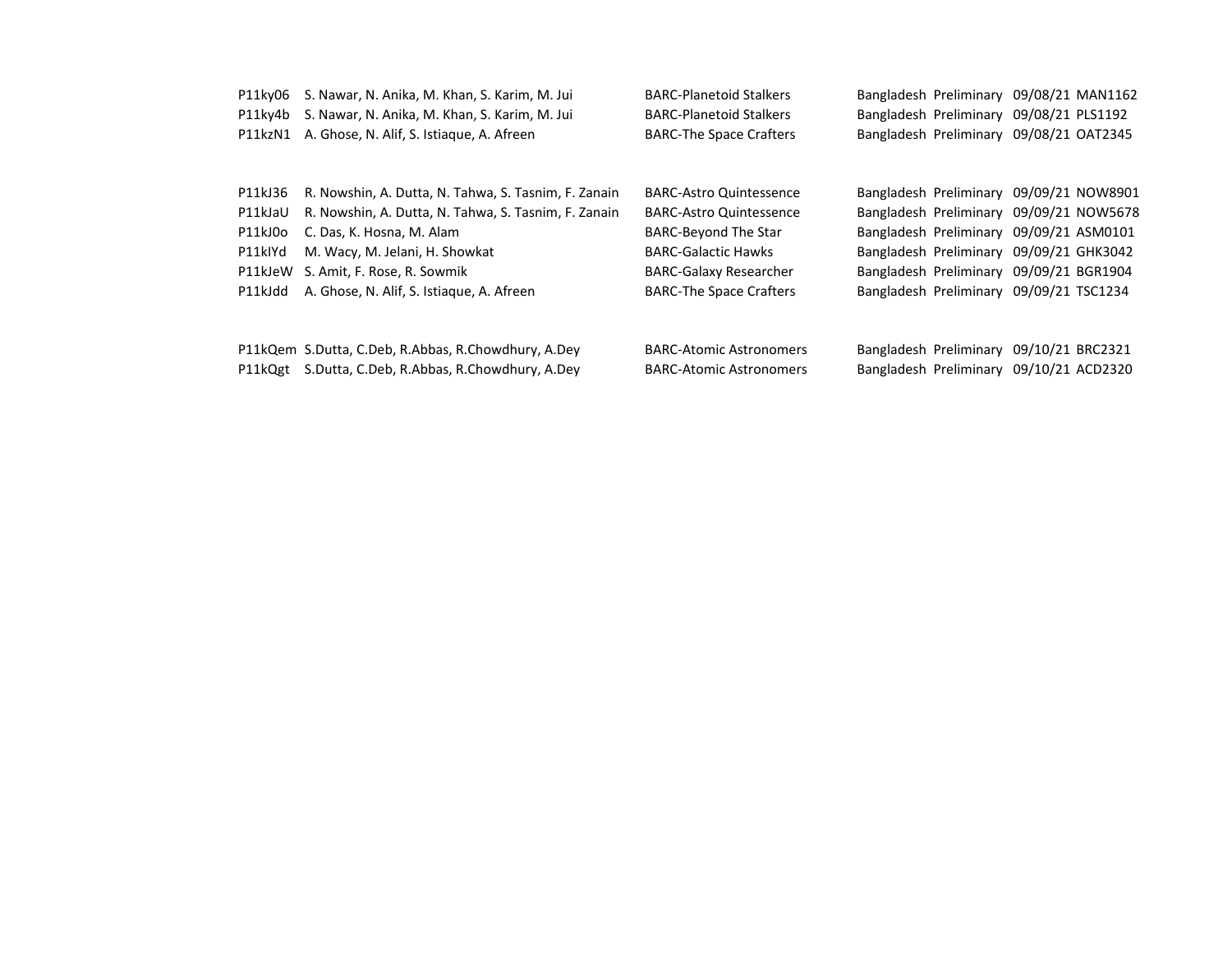| | | | | | | |
|---|---|---|---|---|---|---|
| P11ky06 | S. Nawar, N. Anika, M. Khan, S. Karim, M. Jui | BARC-Planetoid Stalkers | Bangladesh | Preliminary | 09/08/21 | MAN1162 |
| P11ky4b | S. Nawar, N. Anika, M. Khan, S. Karim, M. Jui | BARC-Planetoid Stalkers | Bangladesh | Preliminary | 09/08/21 | PLS1192 |
| P11kzN1 | A. Ghose, N. Alif, S. Istiaque, A. Afreen | BARC-The Space Crafters | Bangladesh | Preliminary | 09/08/21 | OAT2345 |
| | | | | | | |
| P11kJ36 | R. Nowshin, A. Dutta, N. Tahwa, S. Tasnim, F. Zanain | BARC-Astro Quintessence | Bangladesh | Preliminary | 09/09/21 | NOW8901 |
| P11kJaU | R. Nowshin, A. Dutta, N. Tahwa, S. Tasnim, F. Zanain | BARC-Astro Quintessence | Bangladesh | Preliminary | 09/09/21 | NOW5678 |
| P11kJ0o | C. Das, K. Hosna, M. Alam | BARC-Beyond The Star | Bangladesh | Preliminary | 09/09/21 | ASM0101 |
| P11kIYd | M. Wacy, M. Jelani, H. Showkat | BARC-Galactic Hawks | Bangladesh | Preliminary | 09/09/21 | GHK3042 |
| P11kJeW | S. Amit, F. Rose, R. Sowmik | BARC-Galaxy Researcher | Bangladesh | Preliminary | 09/09/21 | BGR1904 |
| P11kJdd | A. Ghose, N. Alif, S. Istiaque, A. Afreen | BARC-The Space Crafters | Bangladesh | Preliminary | 09/09/21 | TSC1234 |
| | | | | | | |
| P11kQem | S.Dutta, C.Deb, R.Abbas, R.Chowdhury, A.Dey | BARC-Atomic Astronomers | Bangladesh | Preliminary | 09/10/21 | BRC2321 |
| P11kQgt | S.Dutta, C.Deb, R.Abbas, R.Chowdhury, A.Dey | BARC-Atomic Astronomers | Bangladesh | Preliminary | 09/10/21 | ACD2320 |